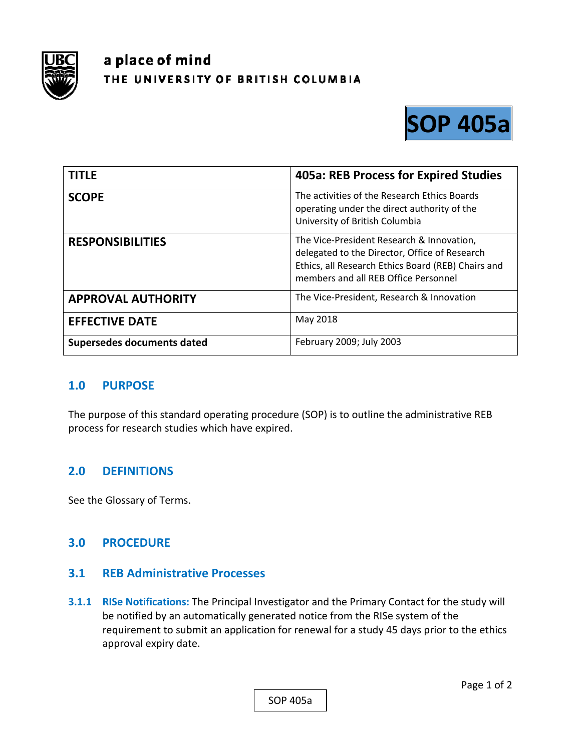a place of mind
THE UNIVERSITY OF BRITISH COLUMBIA

# SOP 405a

| TITLE | 405a: REB Process for Expired Studies |
|---|---|
| SCOPE | The activities of the Research Ethics Boards operating under the direct authority of the University of British Columbia |
| RESPONSIBILITIES | The Vice-President Research & Innovation, delegated to the Director, Office of Research Ethics, all Research Ethics Board (REB) Chairs and members and all REB Office Personnel |
| APPROVAL AUTHORITY | The Vice-President, Research & Innovation |
| EFFECTIVE DATE | May 2018 |
| Supersedes documents dated | February 2009; July 2003 |

## 1.0 PURPOSE

The purpose of this standard operating procedure (SOP) is to outline the administrative REB process for research studies which have expired.

## 2.0 DEFINITIONS

See the Glossary of Terms.

## 3.0 PROCEDURE

### 3.1 REB Administrative Processes

**3.1.1 RISe Notifications:** The Principal Investigator and the Primary Contact for the study will be notified by an automatically generated notice from the RISe system of the requirement to submit an application for renewal for a study 45 days prior to the ethics approval expiry date.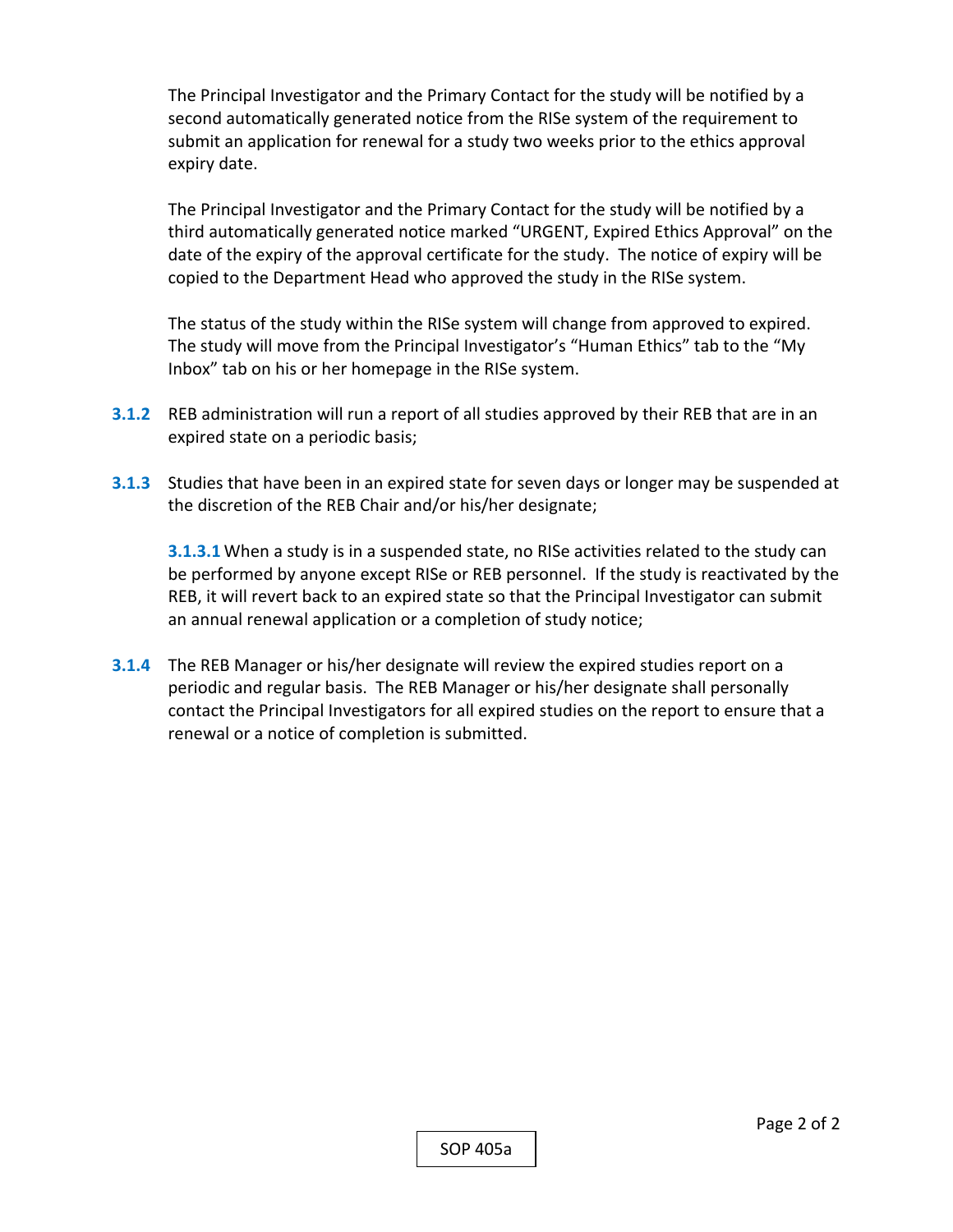The Principal Investigator and the Primary Contact for the study will be notified by a second automatically generated notice from the RISe system of the requirement to submit an application for renewal for a study two weeks prior to the ethics approval expiry date.

The Principal Investigator and the Primary Contact for the study will be notified by a third automatically generated notice marked “URGENT, Expired Ethics Approval” on the date of the expiry of the approval certificate for the study. The notice of expiry will be copied to the Department Head who approved the study in the RISe system.

The status of the study within the RISe system will change from approved to expired. The study will move from the Principal Investigator’s “Human Ethics” tab to the “My Inbox” tab on his or her homepage in the RISe system.

**3.1.2** REB administration will run a report of all studies approved by their REB that are in an expired state on a periodic basis;

**3.1.3** Studies that have been in an expired state for seven days or longer may be suspended at the discretion of the REB Chair and/or his/her designate;

**3.1.3.1** When a study is in a suspended state, no RISe activities related to the study can be performed by anyone except RISe or REB personnel. If the study is reactivated by the REB, it will revert back to an expired state so that the Principal Investigator can submit an annual renewal application or a completion of study notice;

**3.1.4** The REB Manager or his/her designate will review the expired studies report on a periodic and regular basis. The REB Manager or his/her designate shall personally contact the Principal Investigators for all expired studies on the report to ensure that a renewal or a notice of completion is submitted.